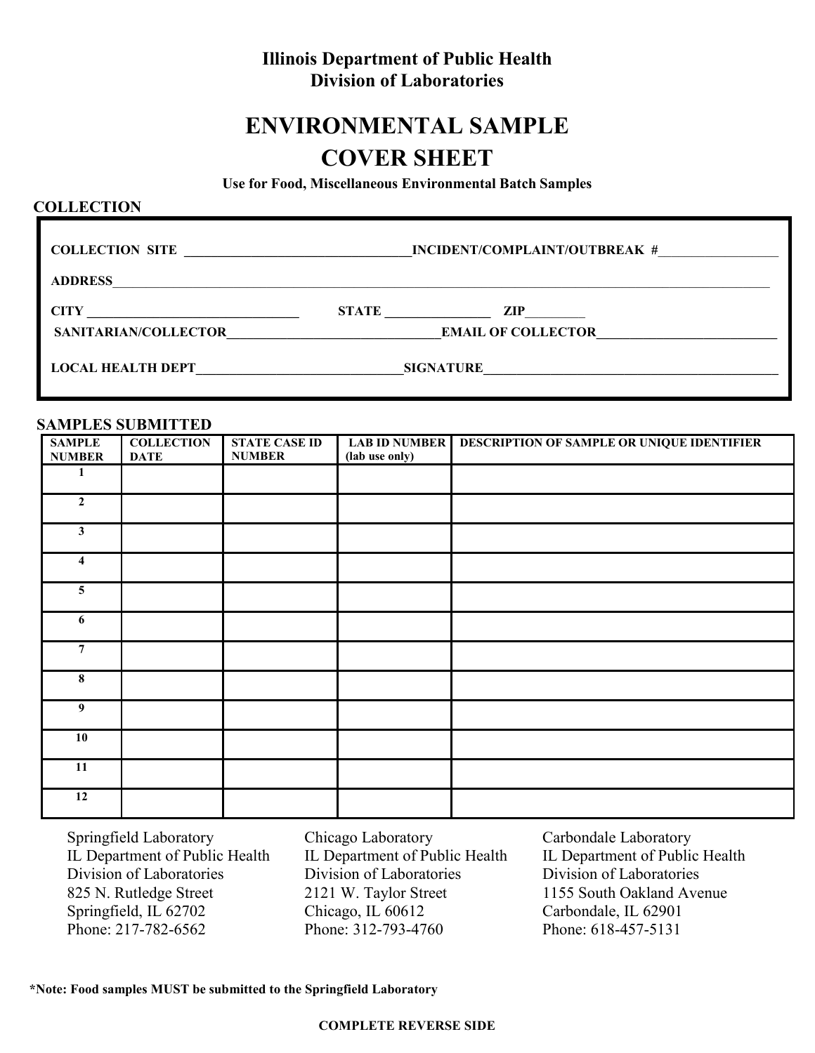**Illinois Department of Public Health**
**Division of Laboratories**

# ENVIRONMENTAL SAMPLE COVER SHEET

**Use for Food, Miscellaneous Environmental Batch Samples**

## COLLECTION

**COLLECTION SITE** ________________________________ **INCIDENT/COMPLAINT/OUTBREAK #** __________________

**ADDRESS** ______________________________________________________________________________

**CITY** ______________________________ **STATE** _______________ **ZIP** ________

**SANITARIAN/COLLECTOR** ______________________________ **EMAIL OF COLLECTOR** __________________________

**LOCAL HEALTH DEPT** ______________________________ **SIGNATURE** ____________________________________________

## SAMPLES SUBMITTED

| SAMPLE NUMBER | COLLECTION DATE | STATE CASE ID NUMBER | LAB ID NUMBER (lab use only) | DESCRIPTION OF SAMPLE OR UNIQUE IDENTIFIER |
|---|---|---|---|---|
| 1 | | | | |
| 2 | | | | |
| 3 | | | | |
| 4 | | | | |
| 5 | | | | |
| 6 | | | | |
| 7 | | | | |
| 8 | | | | |
| 9 | | | | |
| 10 | | | | |
| 11 | | | | |
| 12 | | | | |

Springfield Laboratory
IL Department of Public Health
Division of Laboratories
825 N. Rutledge Street
Springfield, IL 62702
Phone: 217-782-6562

Chicago Laboratory
IL Department of Public Health
Division of Laboratories
2121 W. Taylor Street
Chicago, IL 60612
Phone: 312-793-4760

Carbondale Laboratory
IL Department of Public Health
Division of Laboratories
1155 South Oakland Avenue
Carbondale, IL 62901
Phone: 618-457-5131

**\*Note: Food samples MUST be submitted to the Springfield Laboratory**

**COMPLETE REVERSE SIDE**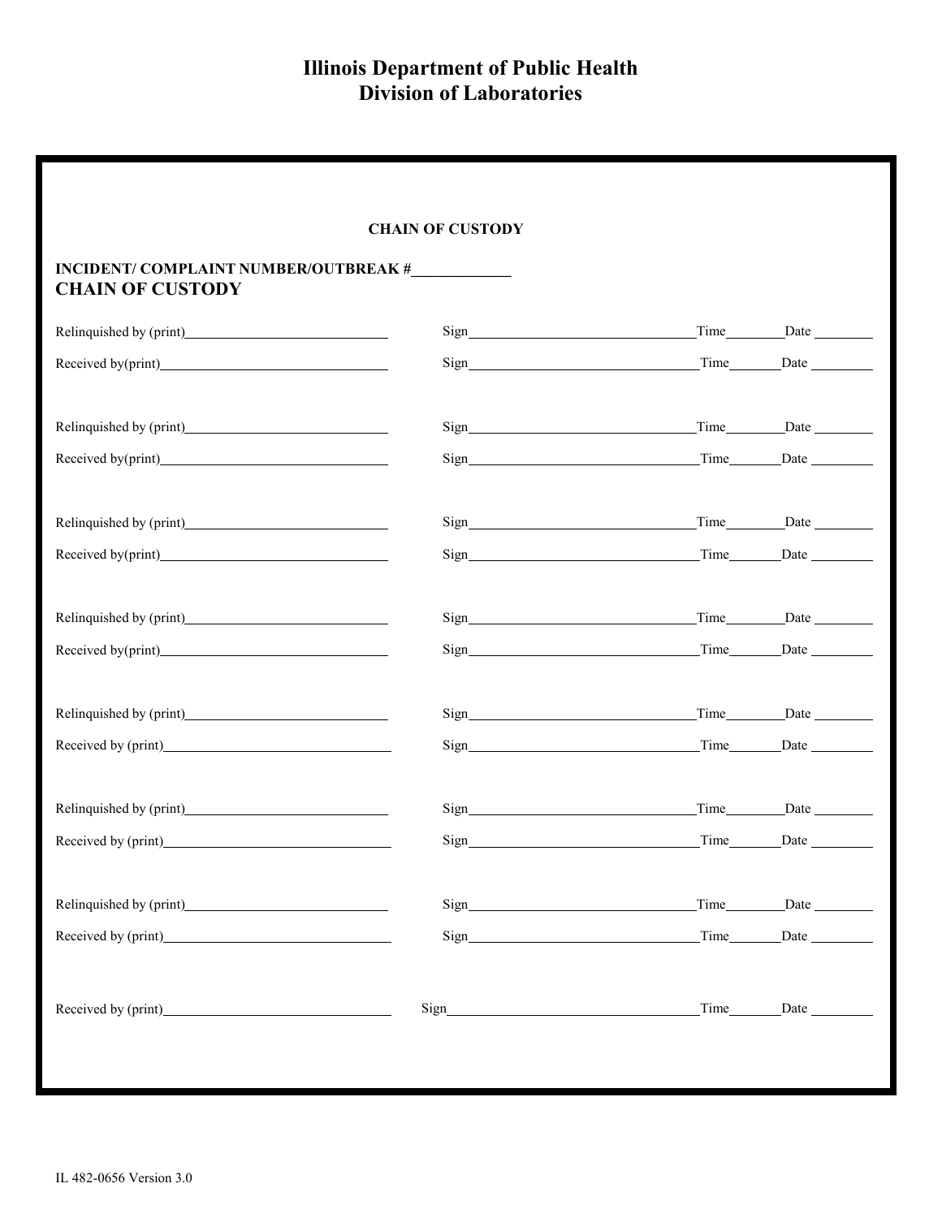# Illinois Department of Public Health
# Division of Laboratories

**CHAIN OF CUSTODY**

**INCIDENT/ COMPLAINT NUMBER/OUTBREAK #\_\_\_\_\_\_\_\_\_\_\_\_\_**

## CHAIN OF CUSTODY

Relinquished by (print)\_\_\_\_\_\_\_\_\_\_\_\_\_\_\_\_\_\_\_\_\_\_\_\_\_\_\_ Sign\_\_\_\_\_\_\_\_\_\_\_\_\_\_\_\_\_\_\_\_\_\_\_\_\_\_\_\_\_\_\_\_Time\_\_\_\_\_\_\_\_Date \_\_\_\_\_\_\_\_

Received by(print)\_\_\_\_\_\_\_\_\_\_\_\_\_\_\_\_\_\_\_\_\_\_\_\_\_\_\_\_\_\_ Sign\_\_\_\_\_\_\_\_\_\_\_\_\_\_\_\_\_\_\_\_\_\_\_\_\_\_\_\_\_\_\_\_Time\_\_\_\_\_\_\_Date \_\_\_\_\_\_\_\_

Relinquished by (print)\_\_\_\_\_\_\_\_\_\_\_\_\_\_\_\_\_\_\_\_\_\_\_\_\_\_\_ Sign\_\_\_\_\_\_\_\_\_\_\_\_\_\_\_\_\_\_\_\_\_\_\_\_\_\_\_\_\_\_\_\_Time\_\_\_\_\_\_\_\_Date \_\_\_\_\_\_\_\_

Received by(print)\_\_\_\_\_\_\_\_\_\_\_\_\_\_\_\_\_\_\_\_\_\_\_\_\_\_\_\_\_\_ Sign\_\_\_\_\_\_\_\_\_\_\_\_\_\_\_\_\_\_\_\_\_\_\_\_\_\_\_\_\_\_\_\_Time\_\_\_\_\_\_\_Date \_\_\_\_\_\_\_\_

Relinquished by (print)\_\_\_\_\_\_\_\_\_\_\_\_\_\_\_\_\_\_\_\_\_\_\_\_\_\_\_ Sign\_\_\_\_\_\_\_\_\_\_\_\_\_\_\_\_\_\_\_\_\_\_\_\_\_\_\_\_\_\_\_\_Time\_\_\_\_\_\_\_\_Date \_\_\_\_\_\_\_\_

Received by(print)\_\_\_\_\_\_\_\_\_\_\_\_\_\_\_\_\_\_\_\_\_\_\_\_\_\_\_\_\_\_ Sign\_\_\_\_\_\_\_\_\_\_\_\_\_\_\_\_\_\_\_\_\_\_\_\_\_\_\_\_\_\_\_\_Time\_\_\_\_\_\_\_Date \_\_\_\_\_\_\_\_

Relinquished by (print)\_\_\_\_\_\_\_\_\_\_\_\_\_\_\_\_\_\_\_\_\_\_\_\_\_\_\_ Sign\_\_\_\_\_\_\_\_\_\_\_\_\_\_\_\_\_\_\_\_\_\_\_\_\_\_\_\_\_\_\_\_Time\_\_\_\_\_\_\_\_Date \_\_\_\_\_\_\_\_

Received by(print)\_\_\_\_\_\_\_\_\_\_\_\_\_\_\_\_\_\_\_\_\_\_\_\_\_\_\_\_\_\_ Sign\_\_\_\_\_\_\_\_\_\_\_\_\_\_\_\_\_\_\_\_\_\_\_\_\_\_\_\_\_\_\_\_Time\_\_\_\_\_\_\_Date \_\_\_\_\_\_\_\_

Relinquished by (print)\_\_\_\_\_\_\_\_\_\_\_\_\_\_\_\_\_\_\_\_\_\_\_\_\_\_\_ Sign\_\_\_\_\_\_\_\_\_\_\_\_\_\_\_\_\_\_\_\_\_\_\_\_\_\_\_\_\_\_\_\_Time\_\_\_\_\_\_\_\_Date \_\_\_\_\_\_\_\_

Received by (print)\_\_\_\_\_\_\_\_\_\_\_\_\_\_\_\_\_\_\_\_\_\_\_\_\_\_\_\_\_\_ Sign\_\_\_\_\_\_\_\_\_\_\_\_\_\_\_\_\_\_\_\_\_\_\_\_\_\_\_\_\_\_\_\_Time\_\_\_\_\_\_\_Date \_\_\_\_\_\_\_\_

Relinquished by (print)\_\_\_\_\_\_\_\_\_\_\_\_\_\_\_\_\_\_\_\_\_\_\_\_\_\_\_ Sign\_\_\_\_\_\_\_\_\_\_\_\_\_\_\_\_\_\_\_\_\_\_\_\_\_\_\_\_\_\_\_\_Time\_\_\_\_\_\_\_\_Date \_\_\_\_\_\_\_\_

Received by (print)\_\_\_\_\_\_\_\_\_\_\_\_\_\_\_\_\_\_\_\_\_\_\_\_\_\_\_\_\_\_ Sign\_\_\_\_\_\_\_\_\_\_\_\_\_\_\_\_\_\_\_\_\_\_\_\_\_\_\_\_\_\_\_\_Time\_\_\_\_\_\_\_Date \_\_\_\_\_\_\_\_

Relinquished by (print)\_\_\_\_\_\_\_\_\_\_\_\_\_\_\_\_\_\_\_\_\_\_\_\_\_\_\_ Sign\_\_\_\_\_\_\_\_\_\_\_\_\_\_\_\_\_\_\_\_\_\_\_\_\_\_\_\_\_\_\_\_Time\_\_\_\_\_\_\_\_Date \_\_\_\_\_\_\_\_

Received by (print)\_\_\_\_\_\_\_\_\_\_\_\_\_\_\_\_\_\_\_\_\_\_\_\_\_\_\_\_\_\_ Sign\_\_\_\_\_\_\_\_\_\_\_\_\_\_\_\_\_\_\_\_\_\_\_\_\_\_\_\_\_\_\_\_Time\_\_\_\_\_\_\_Date \_\_\_\_\_\_\_\_

Received by (print)\_\_\_\_\_\_\_\_\_\_\_\_\_\_\_\_\_\_\_\_\_\_\_\_\_\_\_\_\_\_ Sign\_\_\_\_\_\_\_\_\_\_\_\_\_\_\_\_\_\_\_\_\_\_\_\_\_\_\_\_\_\_\_\_\_\_\_Time\_\_\_\_\_\_\_Date \_\_\_\_\_\_\_\_

IL 482-0656 Version 3.0